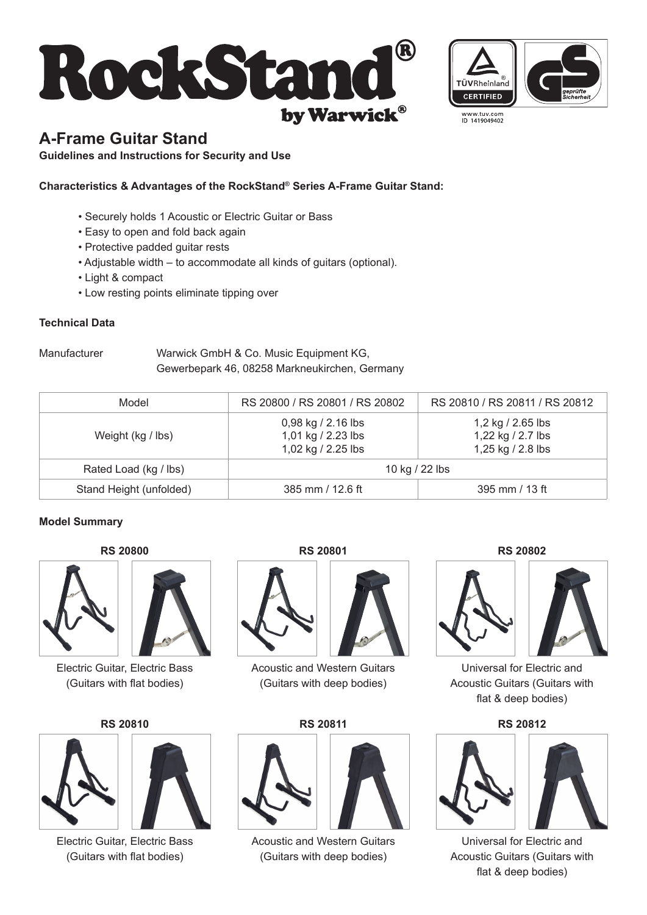# RockStand® by Warwick®

TÜVRheinland® CERTIFIED
geprüfte Sicherheit
www.tuv.com
ID 1419049402

## A-Frame Guitar Stand

**Guidelines and Instructions for Security and Use**

**Characteristics & Advantages of the RockStand® Series A-Frame Guitar Stand:**

- Securely holds 1 Acoustic or Electric Guitar or Bass
- Easy to open and fold back again
- Protective padded guitar rests
- Adjustable width – to accommodate all kinds of guitars (optional).
- Light & compact
- Low resting points eliminate tipping over

### Technical Data

Manufacturer Warwick GmbH & Co. Music Equipment KG,
Gewerbepark 46, 08258 Markneukirchen, Germany

| Model | RS 20800 / RS 20801 / RS 20802 | RS 20810 / RS 20811 / RS 20812 |
|---|---|---|
| Weight (kg / lbs) | 0,98 kg / 2.16 lbs<br>1,01 kg / 2.23 lbs<br>1,02 kg / 2.25 lbs | 1,2 kg / 2.65 lbs<br>1,22 kg / 2.7 lbs<br>1,25 kg / 2.8 lbs |
| Rated Load (kg / lbs) | 10 kg / 22 lbs | |
| Stand Height (unfolded) | 385 mm / 12.6 ft | 395 mm / 13 ft |

### Model Summary

**RS 20800**

Electric Guitar, Electric Bass (Guitars with flat bodies)

**RS 20801**

Acoustic and Western Guitars (Guitars with deep bodies)

**RS 20802**

Universal for Electric and Acoustic Guitars (Guitars with flat & deep bodies)

**RS 20810**

Electric Guitar, Electric Bass (Guitars with flat bodies)

**RS 20811**

Acoustic and Western Guitars (Guitars with deep bodies)

**RS 20812**

Universal for Electric and Acoustic Guitars (Guitars with flat & deep bodies)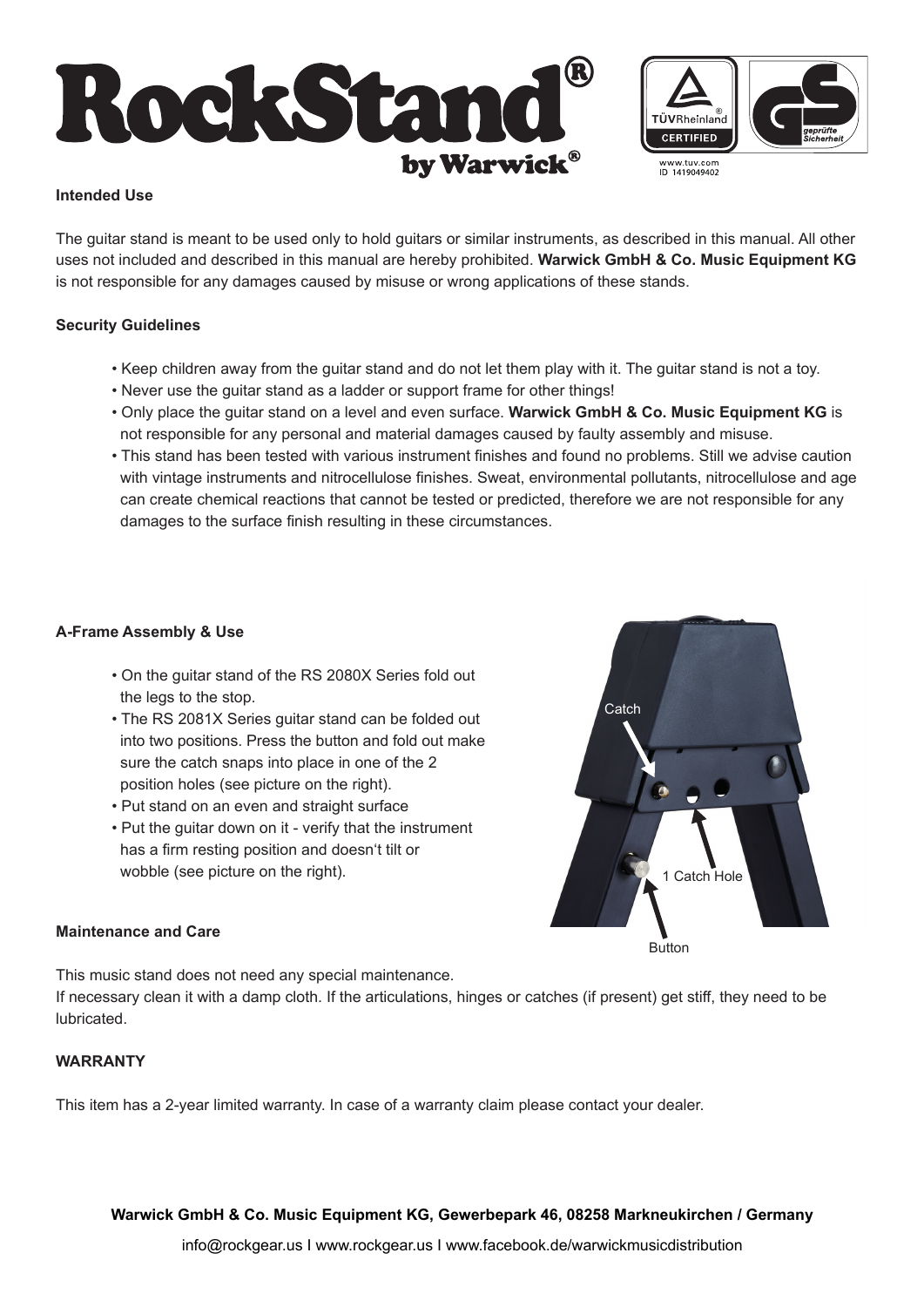# RockStand®

by Warwick®

www.tuv.com
ID 1419049402

**Intended Use**

The guitar stand is meant to be used only to hold guitars or similar instruments, as described in this manual. All other uses not included and described in this manual are hereby prohibited. **Warwick GmbH & Co. Music Equipment KG** is not responsible for any damages caused by misuse or wrong applications of these stands.

**Security Guidelines**

- Keep children away from the guitar stand and do not let them play with it. The guitar stand is not a toy.
- Never use the guitar stand as a ladder or support frame for other things!
- Only place the guitar stand on a level and even surface. **Warwick GmbH & Co. Music Equipment KG** is not responsible for any personal and material damages caused by faulty assembly and misuse.
- This stand has been tested with various instrument finishes and found no problems. Still we advise caution with vintage instruments and nitrocellulose finishes. Sweat, environmental pollutants, nitrocellulose and age can create chemical reactions that cannot be tested or predicted, therefore we are not responsible for any damages to the surface finish resulting in these circumstances.

**A-Frame Assembly & Use**

- On the guitar stand of the RS 2080X Series fold out the legs to the stop.
- The RS 2081X Series guitar stand can be folded out into two positions. Press the button and fold out make sure the catch snaps into place in one of the 2 position holes (see picture on the right).
- Put stand on an even and straight surface
- Put the guitar down on it - verify that the instrument has a firm resting position and doesn‘t tilt or wobble (see picture on the right).

Catch

1 Catch Hole

Button

**Maintenance and Care**

This music stand does not need any special maintenance.
If necessary clean it with a damp cloth. If the articulations, hinges or catches (if present) get stiff, they need to be lubricated.

**WARRANTY**

This item has a 2-year limited warranty. In case of a warranty claim please contact your dealer.

**Warwick GmbH & Co. Music Equipment KG, Gewerbepark 46, 08258 Markneukirchen / Germany**

info@rockgear.us I www.rockgear.us I www.facebook.de/warwickmusicdistribution